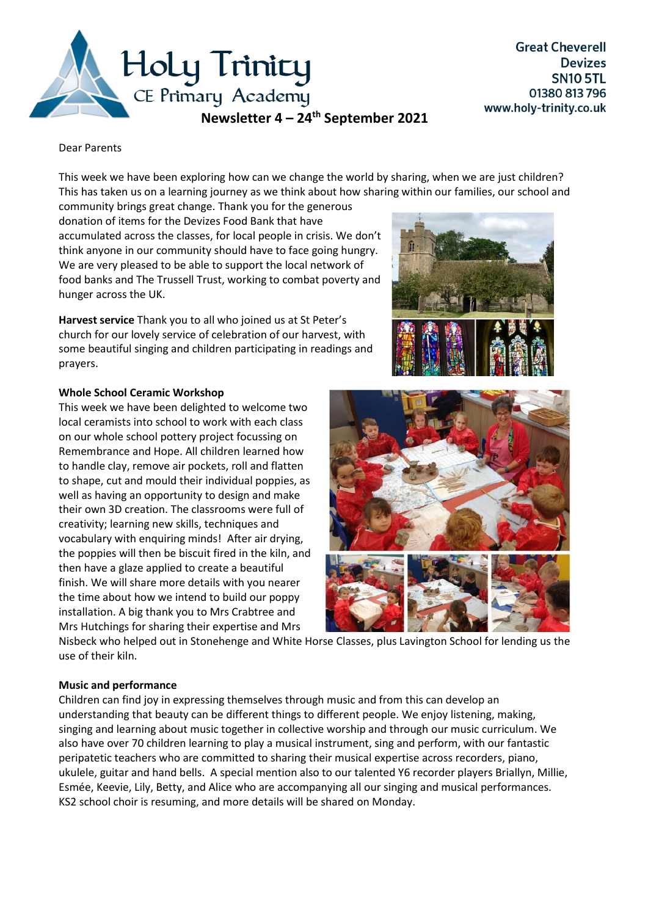# Holy Trinity CE Primary Academy

Great Cheverell
Devizes
SN10 5TL
01380 813 796
www.holy-trinity.co.uk

## Newsletter 4 – 24th September 2021

Dear Parents

This week we have been exploring how can we change the world by sharing, when we are just children? This has taken us on a learning journey as we think about how sharing within our families, our school and community brings great change. Thank you for the generous donation of items for the Devizes Food Bank that have accumulated across the classes, for local people in crisis. We don't think anyone in our community should have to face going hungry. We are very pleased to be able to support the local network of food banks and The Trussell Trust, working to combat poverty and hunger across the UK.

**Harvest service** Thank you to all who joined us at St Peter's church for our lovely service of celebration of our harvest, with some beautiful singing and children participating in readings and prayers.

**Whole School Ceramic Workshop**
This week we have been delighted to welcome two local ceramists into school to work with each class on our whole school pottery project focussing on Remembrance and Hope. All children learned how to handle clay, remove air pockets, roll and flatten to shape, cut and mould their individual poppies, as well as having an opportunity to design and make their own 3D creation. The classrooms were full of creativity; learning new skills, techniques and vocabulary with enquiring minds! After air drying, the poppies will then be biscuit fired in the kiln, and then have a glaze applied to create a beautiful finish. We will share more details with you nearer the time about how we intend to build our poppy installation. A big thank you to Mrs Crabtree and Mrs Hutchings for sharing their expertise and Mrs Nisbeck who helped out in Stonehenge and White Horse Classes, plus Lavington School for lending us the use of their kiln.

**Music and performance**
Children can find joy in expressing themselves through music and from this can develop an understanding that beauty can be different things to different people. We enjoy listening, making, singing and learning about music together in collective worship and through our music curriculum. We also have over 70 children learning to play a musical instrument, sing and perform, with our fantastic peripatetic teachers who are committed to sharing their musical expertise across recorders, piano, ukulele, guitar and hand bells. A special mention also to our talented Y6 recorder players Briallyn, Millie, Esmée, Keevie, Lily, Betty, and Alice who are accompanying all our singing and musical performances. KS2 school choir is resuming, and more details will be shared on Monday.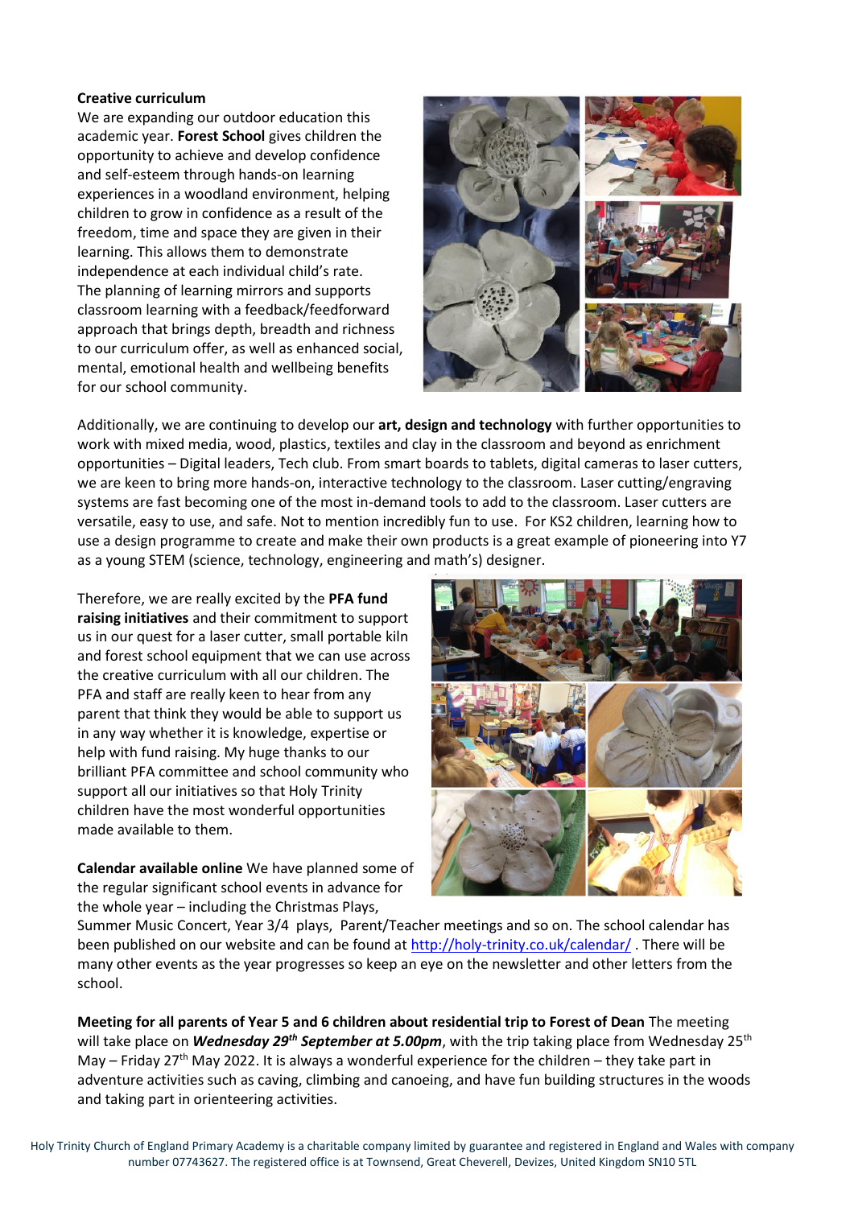**Creative curriculum**

We are expanding our outdoor education this academic year. **Forest School** gives children the opportunity to achieve and develop confidence and self-esteem through hands-on learning experiences in a woodland environment, helping children to grow in confidence as a result of the freedom, time and space they are given in their learning. This allows them to demonstrate independence at each individual child's rate. The planning of learning mirrors and supports classroom learning with a feedback/feedforward approach that brings depth, breadth and richness to our curriculum offer, as well as enhanced social, mental, emotional health and wellbeing benefits for our school community.

Additionally, we are continuing to develop our **art, design and technology** with further opportunities to work with mixed media, wood, plastics, textiles and clay in the classroom and beyond as enrichment opportunities – Digital leaders, Tech club. From smart boards to tablets, digital cameras to laser cutters, we are keen to bring more hands-on, interactive technology to the classroom. Laser cutting/engraving systems are fast becoming one of the most in-demand tools to add to the classroom. Laser cutters are versatile, easy to use, and safe. Not to mention incredibly fun to use. For KS2 children, learning how to use a design programme to create and make their own products is a great example of pioneering into Y7 as a young STEM (science, technology, engineering and math's) designer.

Therefore, we are really excited by the **PFA fund raising initiatives** and their commitment to support us in our quest for a laser cutter, small portable kiln and forest school equipment that we can use across the creative curriculum with all our children. The PFA and staff are really keen to hear from any parent that think they would be able to support us in any way whether it is knowledge, expertise or help with fund raising. My huge thanks to our brilliant PFA committee and school community who support all our initiatives so that Holy Trinity children have the most wonderful opportunities made available to them.

**Calendar available online** We have planned some of the regular significant school events in advance for the whole year – including the Christmas Plays, Summer Music Concert, Year 3/4 plays, Parent/Teacher meetings and so on. The school calendar has been published on our website and can be found at http://holy-trinity.co.uk/calendar/ . There will be many other events as the year progresses so keep an eye on the newsletter and other letters from the school.

**Meeting for all parents of Year 5 and 6 children about residential trip to Forest of Dean** The meeting will take place on ***Wednesday 29th September at 5.00pm***, with the trip taking place from Wednesday 25th May – Friday 27th May 2022. It is always a wonderful experience for the children – they take part in adventure activities such as caving, climbing and canoeing, and have fun building structures in the woods and taking part in orienteering activities.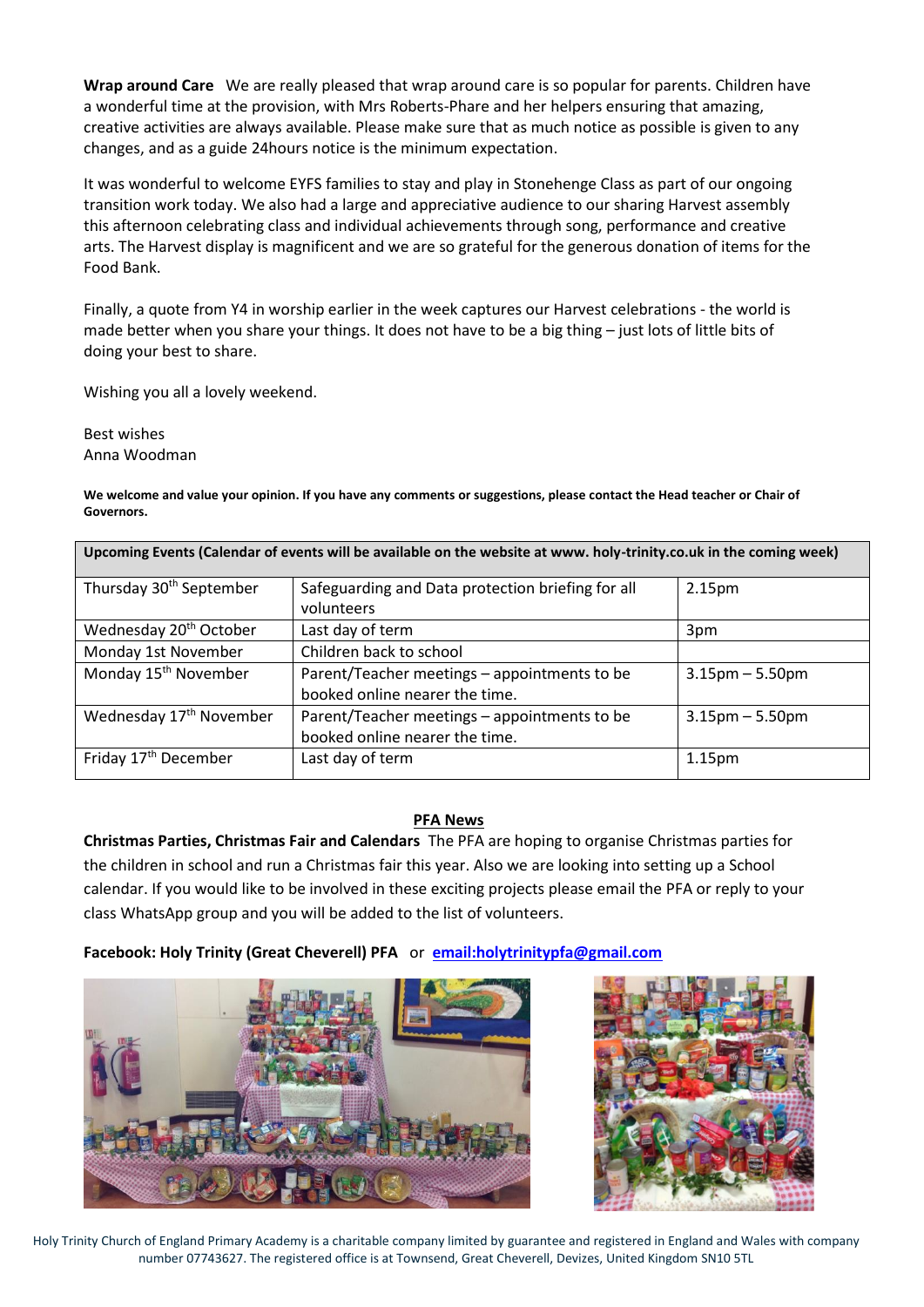**Wrap around Care** We are really pleased that wrap around care is so popular for parents. Children have a wonderful time at the provision, with Mrs Roberts-Phare and her helpers ensuring that amazing, creative activities are always available. Please make sure that as much notice as possible is given to any changes, and as a guide 24hours notice is the minimum expectation.

It was wonderful to welcome EYFS families to stay and play in Stonehenge Class as part of our ongoing transition work today. We also had a large and appreciative audience to our sharing Harvest assembly this afternoon celebrating class and individual achievements through song, performance and creative arts. The Harvest display is magnificent and we are so grateful for the generous donation of items for the Food Bank.

Finally, a quote from Y4 in worship earlier in the week captures our Harvest celebrations - the world is made better when you share your things. It does not have to be a big thing – just lots of little bits of doing your best to share.

Wishing you all a lovely weekend.

Best wishes
Anna Woodman

**We welcome and value your opinion. If you have any comments or suggestions, please contact the Head teacher or Chair of Governors.**

| **Upcoming Events (Calendar of events will be available on the website at www. holy-trinity.co.uk in the coming week)** | | |
|---|---|---|
| Thursday 30th September | Safeguarding and Data protection briefing for all volunteers | 2.15pm |
| Wednesday 20th October | Last day of term | 3pm |
| Monday 1st November | Children back to school | |
| Monday 15th November | Parent/Teacher meetings – appointments to be booked online nearer the time. | 3.15pm – 5.50pm |
| Wednesday 17th November | Parent/Teacher meetings – appointments to be booked online nearer the time. | 3.15pm – 5.50pm |
| Friday 17th December | Last day of term | 1.15pm |

## PFA News

**Christmas Parties, Christmas Fair and Calendars** The PFA are hoping to organise Christmas parties for the children in school and run a Christmas fair this year. Also we are looking into setting up a School calendar. If you would like to be involved in these exciting projects please email the PFA or reply to your class WhatsApp group and you will be added to the list of volunteers.

**Facebook: Holy Trinity (Great Cheverell) PFA** or **email:holytrinitypfa@gmail.com**

Holy Trinity Church of England Primary Academy is a charitable company limited by guarantee and registered in England and Wales with company number 07743627. The registered office is at Townsend, Great Cheverell, Devizes, United Kingdom SN10 5TL